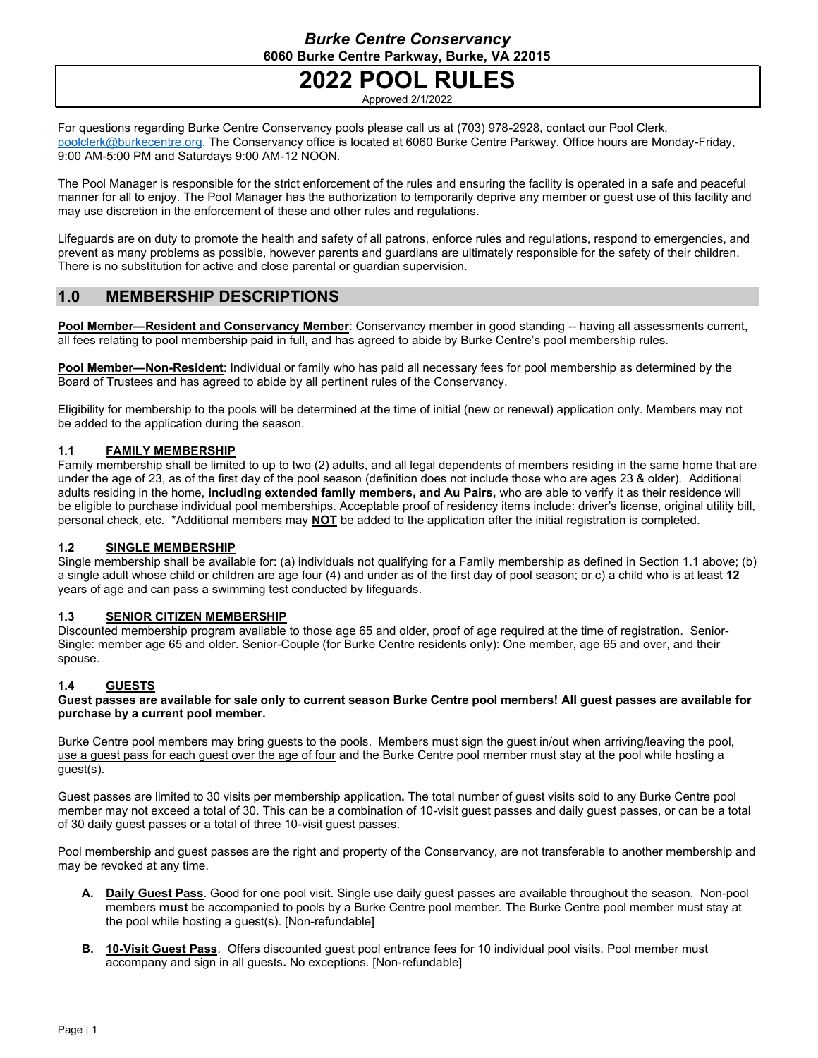*Burke Centre Conservancy*

**6060 Burke Centre Parkway, Burke, VA 22015**

# 2022 POOL RULES

Approved 2/1/2022

For questions regarding Burke Centre Conservancy pools please call us at (703) 978-2928, contact our Pool Clerk, poolclerk@burkecentre.org. The Conservancy office is located at 6060 Burke Centre Parkway. Office hours are Monday-Friday, 9:00 AM-5:00 PM and Saturdays 9:00 AM-12 NOON.

The Pool Manager is responsible for the strict enforcement of the rules and ensuring the facility is operated in a safe and peaceful manner for all to enjoy. The Pool Manager has the authorization to temporarily deprive any member or guest use of this facility and may use discretion in the enforcement of these and other rules and regulations.

Lifeguards are on duty to promote the health and safety of all patrons, enforce rules and regulations, respond to emergencies, and prevent as many problems as possible, however parents and guardians are ultimately responsible for the safety of their children. There is no substitution for active and close parental or guardian supervision.

## 1.0 MEMBERSHIP DESCRIPTIONS

**Pool Member—Resident and Conservancy Member**: Conservancy member in good standing -- having all assessments current, all fees relating to pool membership paid in full, and has agreed to abide by Burke Centre's pool membership rules.

**Pool Member—Non-Resident**: Individual or family who has paid all necessary fees for pool membership as determined by the Board of Trustees and has agreed to abide by all pertinent rules of the Conservancy.

Eligibility for membership to the pools will be determined at the time of initial (new or renewal) application only. Members may not be added to the application during the season.

### 1.1 FAMILY MEMBERSHIP

Family membership shall be limited to up to two (2) adults, and all legal dependents of members residing in the same home that are under the age of 23, as of the first day of the pool season (definition does not include those who are ages 23 & older). Additional adults residing in the home, **including extended family members, and Au Pairs,** who are able to verify it as their residence will be eligible to purchase individual pool memberships. Acceptable proof of residency items include: driver's license, original utility bill, personal check, etc. *Additional members may **NOT** be added to the application after the initial registration is completed.

### 1.2 SINGLE MEMBERSHIP

Single membership shall be available for: (a) individuals not qualifying for a Family membership as defined in Section 1.1 above; (b) a single adult whose child or children are age four (4) and under as of the first day of pool season; or c) a child who is at least **12** years of age and can pass a swimming test conducted by lifeguards.

### 1.3 SENIOR CITIZEN MEMBERSHIP

Discounted membership program available to those age 65 and older, proof of age required at the time of registration. Senior-Single: member age 65 and older. Senior-Couple (for Burke Centre residents only): One member, age 65 and over, and their spouse.

### 1.4 GUESTS

**Guest passes are available for sale only to current season Burke Centre pool members! All guest passes are available for purchase by a current pool member.**

Burke Centre pool members may bring guests to the pools. Members must sign the guest in/out when arriving/leaving the pool, use a guest pass for each guest over the age of four and the Burke Centre pool member must stay at the pool while hosting a guest(s).

Guest passes are limited to 30 visits per membership application**.** The total number of guest visits sold to any Burke Centre pool member may not exceed a total of 30. This can be a combination of 10-visit guest passes and daily guest passes, or can be a total of 30 daily guest passes or a total of three 10-visit guest passes.

Pool membership and guest passes are the right and property of the Conservancy, are not transferable to another membership and may be revoked at any time.

- **A. Daily Guest Pass**. Good for one pool visit. Single use daily guest passes are available throughout the season. Non-pool members **must** be accompanied to pools by a Burke Centre pool member. The Burke Centre pool member must stay at the pool while hosting a guest(s). [Non-refundable]
- **B. 10-Visit Guest Pass**. Offers discounted guest pool entrance fees for 10 individual pool visits. Pool member must accompany and sign in all guests**.** No exceptions. [Non-refundable]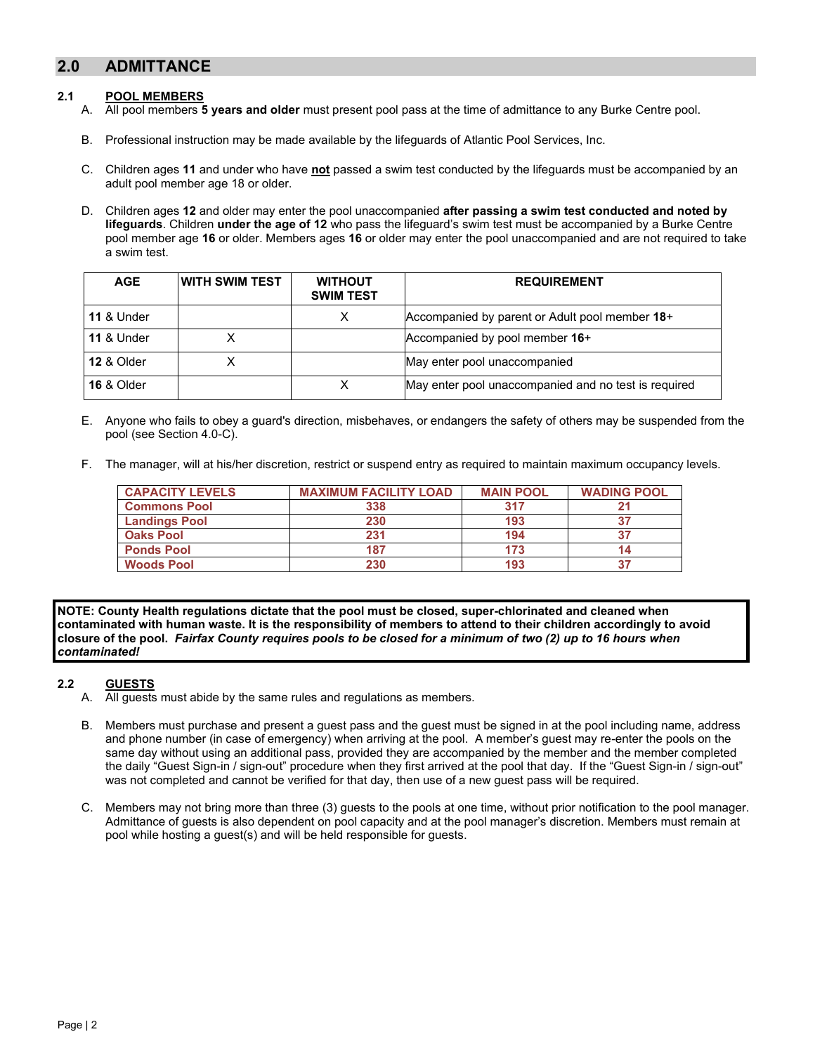## 2.0 ADMITTANCE

### 2.1 POOL MEMBERS

A. All pool members **5 years and older** must present pool pass at the time of admittance to any Burke Centre pool.

B. Professional instruction may be made available by the lifeguards of Atlantic Pool Services, Inc.

C. Children ages **11** and under who have **not** passed a swim test conducted by the lifeguards must be accompanied by an adult pool member age 18 or older.

D. Children ages **12** and older may enter the pool unaccompanied **after passing a swim test conducted and noted by lifeguards**. Children **under the age of 12** who pass the lifeguard's swim test must be accompanied by a Burke Centre pool member age **16** or older. Members ages **16** or older may enter the pool unaccompanied and are not required to take a swim test.

| AGE | WITH SWIM TEST | WITHOUT SWIM TEST | REQUIREMENT |
|---|---|---|---|
| **11** & Under | | X | Accompanied by parent or Adult pool member **18**+ |
| **11** & Under | X | | Accompanied by pool member **16**+ |
| **12** & Older | X | | May enter pool unaccompanied |
| **16** & Older | | X | May enter pool unaccompanied and no test is required |

E. Anyone who fails to obey a guard's direction, misbehaves, or endangers the safety of others may be suspended from the pool (see Section 4.0-C).

F. The manager, will at his/her discretion, restrict or suspend entry as required to maintain maximum occupancy levels.

| CAPACITY LEVELS | MAXIMUM FACILITY LOAD | MAIN POOL | WADING POOL |
|---|---|---|---|
| Commons Pool | 338 | 317 | 21 |
| Landings Pool | 230 | 193 | 37 |
| Oaks Pool | 231 | 194 | 37 |
| Ponds Pool | 187 | 173 | 14 |
| Woods Pool | 230 | 193 | 37 |

**NOTE: County Health regulations dictate that the pool must be closed, super-chlorinated and cleaned when contaminated with human waste. It is the responsibility of members to attend to their children accordingly to avoid closure of the pool. *Fairfax County requires pools to be closed for a minimum of two (2) up to 16 hours when contaminated!***

### 2.2 GUESTS

A. All guests must abide by the same rules and regulations as members.

B. Members must purchase and present a guest pass and the guest must be signed in at the pool including name, address and phone number (in case of emergency) when arriving at the pool. A member's guest may re-enter the pools on the same day without using an additional pass, provided they are accompanied by the member and the member completed the daily "Guest Sign-in / sign-out" procedure when they first arrived at the pool that day. If the "Guest Sign-in / sign-out" was not completed and cannot be verified for that day, then use of a new guest pass will be required.

C. Members may not bring more than three (3) guests to the pools at one time, without prior notification to the pool manager. Admittance of guests is also dependent on pool capacity and at the pool manager's discretion. Members must remain at pool while hosting a guest(s) and will be held responsible for guests.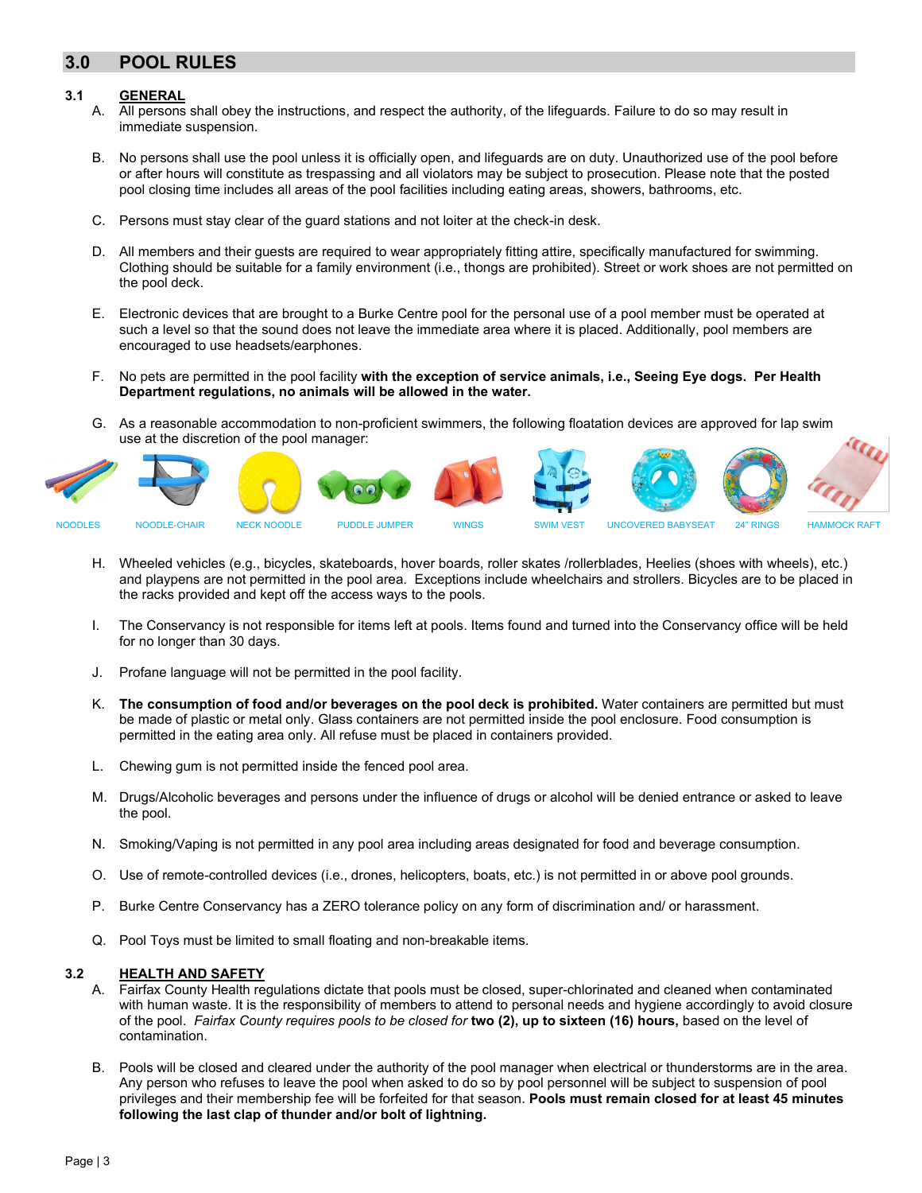## 3.0 POOL RULES

### 3.1 GENERAL

A. All persons shall obey the instructions, and respect the authority, of the lifeguards. Failure to do so may result in immediate suspension.

B. No persons shall use the pool unless it is officially open, and lifeguards are on duty. Unauthorized use of the pool before or after hours will constitute as trespassing and all violators may be subject to prosecution. Please note that the posted pool closing time includes all areas of the pool facilities including eating areas, showers, bathrooms, etc.

C. Persons must stay clear of the guard stations and not loiter at the check-in desk.

D. All members and their guests are required to wear appropriately fitting attire, specifically manufactured for swimming. Clothing should be suitable for a family environment (i.e., thongs are prohibited). Street or work shoes are not permitted on the pool deck.

E. Electronic devices that are brought to a Burke Centre pool for the personal use of a pool member must be operated at such a level so that the sound does not leave the immediate area where it is placed. Additionally, pool members are encouraged to use headsets/earphones.

F. No pets are permitted in the pool facility **with the exception of service animals, i.e., Seeing Eye dogs. Per Health Department regulations, no animals will be allowed in the water.**

G. As a reasonable accommodation to non-proficient swimmers, the following floatation devices are approved for lap swim use at the discretion of the pool manager:

NOODLES | NOODLE-CHAIR | NECK NOODLE | PUDDLE JUMPER | WINGS | SWIM VEST | UNCOVERED BABYSEAT | 24" RINGS | HAMMOCK RAFT

H. Wheeled vehicles (e.g., bicycles, skateboards, hover boards, roller skates /rollerblades, Heelies (shoes with wheels), etc.) and playpens are not permitted in the pool area. Exceptions include wheelchairs and strollers. Bicycles are to be placed in the racks provided and kept off the access ways to the pools.

I. The Conservancy is not responsible for items left at pools. Items found and turned into the Conservancy office will be held for no longer than 30 days.

J. Profane language will not be permitted in the pool facility.

K. **The consumption of food and/or beverages on the pool deck is prohibited.** Water containers are permitted but must be made of plastic or metal only. Glass containers are not permitted inside the pool enclosure. Food consumption is permitted in the eating area only. All refuse must be placed in containers provided.

L. Chewing gum is not permitted inside the fenced pool area.

M. Drugs/Alcoholic beverages and persons under the influence of drugs or alcohol will be denied entrance or asked to leave the pool.

N. Smoking/Vaping is not permitted in any pool area including areas designated for food and beverage consumption.

O. Use of remote-controlled devices (i.e., drones, helicopters, boats, etc.) is not permitted in or above pool grounds.

P. Burke Centre Conservancy has a ZERO tolerance policy on any form of discrimination and/ or harassment.

Q. Pool Toys must be limited to small floating and non-breakable items.

### 3.2 HEALTH AND SAFETY

A. Fairfax County Health regulations dictate that pools must be closed, super-chlorinated and cleaned when contaminated with human waste. It is the responsibility of members to attend to personal needs and hygiene accordingly to avoid closure of the pool. *Fairfax County requires pools to be closed for* **two (2), up to sixteen (16) hours,** based on the level of contamination.

B. Pools will be closed and cleared under the authority of the pool manager when electrical or thunderstorms are in the area. Any person who refuses to leave the pool when asked to do so by pool personnel will be subject to suspension of pool privileges and their membership fee will be forfeited for that season. **Pools must remain closed for at least 45 minutes following the last clap of thunder and/or bolt of lightning.**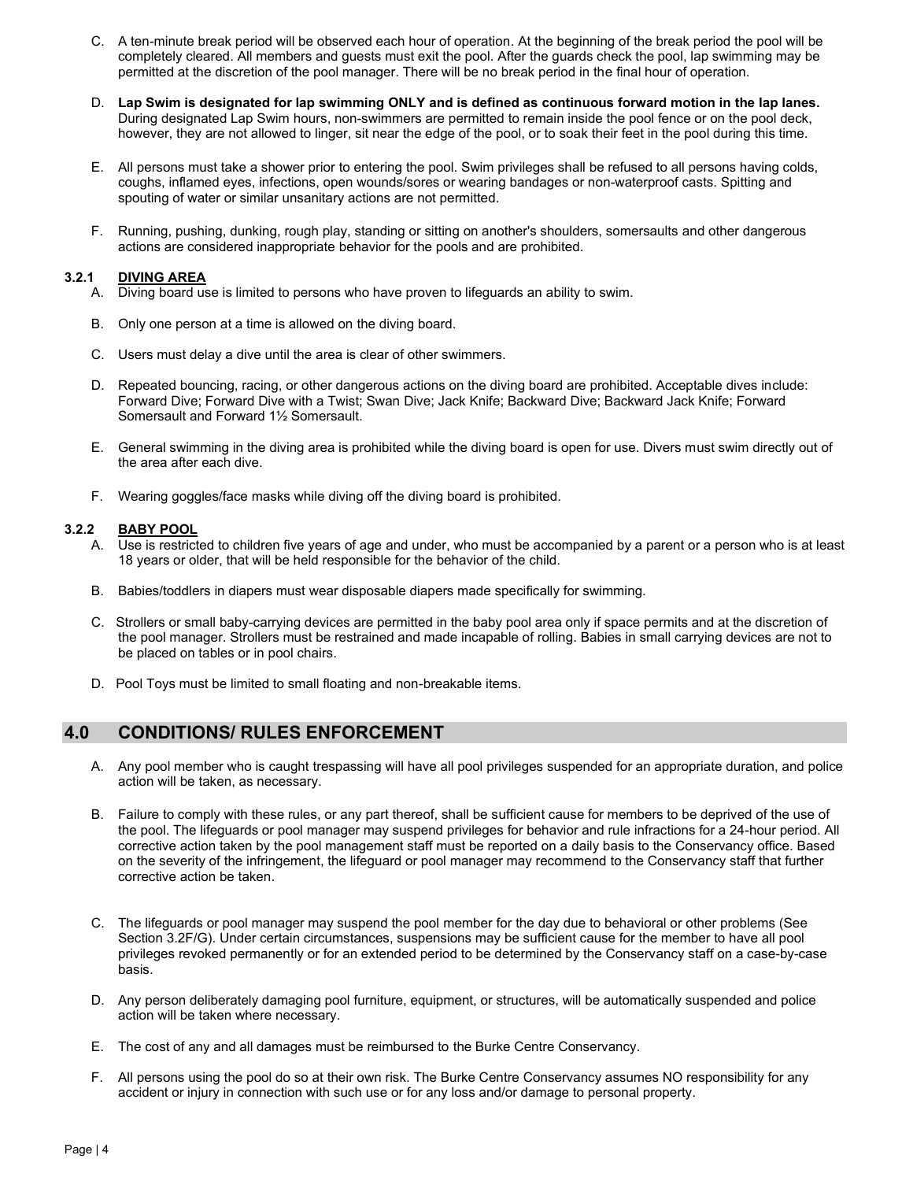C. A ten-minute break period will be observed each hour of operation. At the beginning of the break period the pool will be completely cleared. All members and guests must exit the pool. After the guards check the pool, lap swimming may be permitted at the discretion of the pool manager. There will be no break period in the final hour of operation.

D. **Lap Swim is designated for lap swimming ONLY and is defined as continuous forward motion in the lap lanes.** During designated Lap Swim hours, non-swimmers are permitted to remain inside the pool fence or on the pool deck, however, they are not allowed to linger, sit near the edge of the pool, or to soak their feet in the pool during this time.

E. All persons must take a shower prior to entering the pool. Swim privileges shall be refused to all persons having colds, coughs, inflamed eyes, infections, open wounds/sores or wearing bandages or non-waterproof casts. Spitting and spouting of water or similar unsanitary actions are not permitted.

F. Running, pushing, dunking, rough play, standing or sitting on another's shoulders, somersaults and other dangerous actions are considered inappropriate behavior for the pools and are prohibited.

### 3.2.1 DIVING AREA

A. Diving board use is limited to persons who have proven to lifeguards an ability to swim.

B. Only one person at a time is allowed on the diving board.

C. Users must delay a dive until the area is clear of other swimmers.

D. Repeated bouncing, racing, or other dangerous actions on the diving board are prohibited. Acceptable dives include: Forward Dive; Forward Dive with a Twist; Swan Dive; Jack Knife; Backward Dive; Backward Jack Knife; Forward Somersault and Forward 1½ Somersault.

E. General swimming in the diving area is prohibited while the diving board is open for use. Divers must swim directly out of the area after each dive.

F. Wearing goggles/face masks while diving off the diving board is prohibited.

### 3.2.2 BABY POOL

A. Use is restricted to children five years of age and under, who must be accompanied by a parent or a person who is at least 18 years or older, that will be held responsible for the behavior of the child.

B. Babies/toddlers in diapers must wear disposable diapers made specifically for swimming.

C. Strollers or small baby-carrying devices are permitted in the baby pool area only if space permits and at the discretion of the pool manager. Strollers must be restrained and made incapable of rolling. Babies in small carrying devices are not to be placed on tables or in pool chairs.

D. Pool Toys must be limited to small floating and non-breakable items.

## 4.0 CONDITIONS/ RULES ENFORCEMENT

A. Any pool member who is caught trespassing will have all pool privileges suspended for an appropriate duration, and police action will be taken, as necessary.

B. Failure to comply with these rules, or any part thereof, shall be sufficient cause for members to be deprived of the use of the pool. The lifeguards or pool manager may suspend privileges for behavior and rule infractions for a 24-hour period. All corrective action taken by the pool management staff must be reported on a daily basis to the Conservancy office. Based on the severity of the infringement, the lifeguard or pool manager may recommend to the Conservancy staff that further corrective action be taken.

C. The lifeguards or pool manager may suspend the pool member for the day due to behavioral or other problems (See Section 3.2F/G). Under certain circumstances, suspensions may be sufficient cause for the member to have all pool privileges revoked permanently or for an extended period to be determined by the Conservancy staff on a case-by-case basis.

D. Any person deliberately damaging pool furniture, equipment, or structures, will be automatically suspended and police action will be taken where necessary.

E. The cost of any and all damages must be reimbursed to the Burke Centre Conservancy.

F. All persons using the pool do so at their own risk. The Burke Centre Conservancy assumes NO responsibility for any accident or injury in connection with such use or for any loss and/or damage to personal property.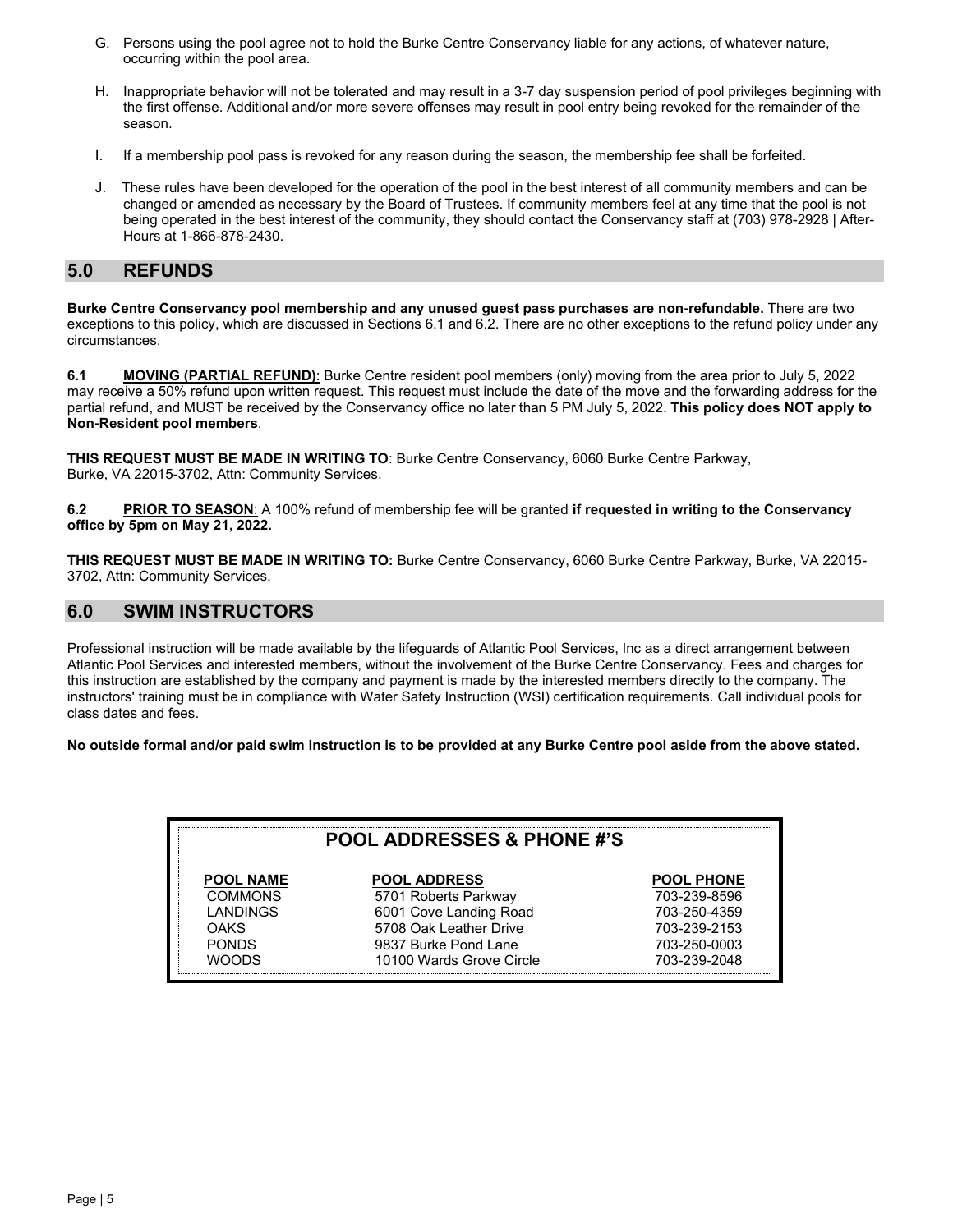G. Persons using the pool agree not to hold the Burke Centre Conservancy liable for any actions, of whatever nature, occurring within the pool area.

H. Inappropriate behavior will not be tolerated and may result in a 3-7 day suspension period of pool privileges beginning with the first offense. Additional and/or more severe offenses may result in pool entry being revoked for the remainder of the season.

I. If a membership pool pass is revoked for any reason during the season, the membership fee shall be forfeited.

J. These rules have been developed for the operation of the pool in the best interest of all community members and can be changed or amended as necessary by the Board of Trustees. If community members feel at any time that the pool is not being operated in the best interest of the community, they should contact the Conservancy staff at (703) 978-2928 | After-Hours at 1-866-878-2430.

## 5.0 REFUNDS

**Burke Centre Conservancy pool membership and any unused guest pass purchases are non-refundable.** There are two exceptions to this policy, which are discussed in Sections 6.1 and 6.2. There are no other exceptions to the refund policy under any circumstances.

**6.1 MOVING (PARTIAL REFUND)**: Burke Centre resident pool members (only) moving from the area prior to July 5, 2022 may receive a 50% refund upon written request. This request must include the date of the move and the forwarding address for the partial refund, and MUST be received by the Conservancy office no later than 5 PM July 5, 2022. **This policy does NOT apply to Non-Resident pool members**.

**THIS REQUEST MUST BE MADE IN WRITING TO**: Burke Centre Conservancy, 6060 Burke Centre Parkway, Burke, VA 22015-3702, Attn: Community Services.

**6.2 PRIOR TO SEASON**: A 100% refund of membership fee will be granted **if requested in writing to the Conservancy office by 5pm on May 21, 2022.**

**THIS REQUEST MUST BE MADE IN WRITING TO:** Burke Centre Conservancy, 6060 Burke Centre Parkway, Burke, VA 22015-3702, Attn: Community Services.

## 6.0 SWIM INSTRUCTORS

Professional instruction will be made available by the lifeguards of Atlantic Pool Services, Inc as a direct arrangement between Atlantic Pool Services and interested members, without the involvement of the Burke Centre Conservancy. Fees and charges for this instruction are established by the company and payment is made by the interested members directly to the company. The instructors' training must be in compliance with Water Safety Instruction (WSI) certification requirements. Call individual pools for class dates and fees.

**No outside formal and/or paid swim instruction is to be provided at any Burke Centre pool aside from the above stated.**

### POOL ADDRESSES & PHONE #'S

| POOL NAME | POOL ADDRESS | POOL PHONE |
|---|---|---|
| COMMONS | 5701 Roberts Parkway | 703-239-8596 |
| LANDINGS | 6001 Cove Landing Road | 703-250-4359 |
| OAKS | 5708 Oak Leather Drive | 703-239-2153 |
| PONDS | 9837 Burke Pond Lane | 703-250-0003 |
| WOODS | 10100 Wards Grove Circle | 703-239-2048 |